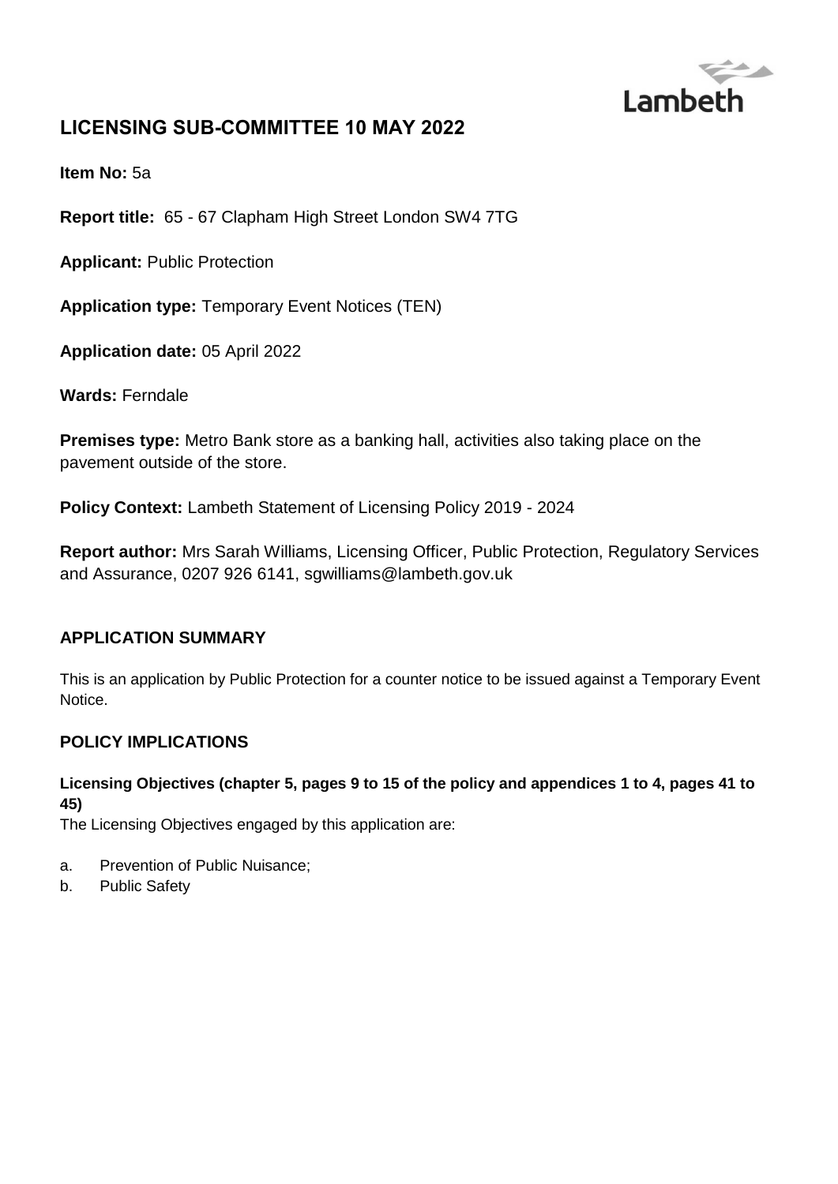Lambeth

# LICENSING SUB-COMMITTEE 10 MAY 2022

**Item No:** 5a

**Report title:** 65 - 67 Clapham High Street London SW4 7TG

**Applicant:** Public Protection

**Application type:** Temporary Event Notices (TEN)

**Application date:** 05 April 2022

**Wards:** Ferndale

**Premises type:** Metro Bank store as a banking hall, activities also taking place on the pavement outside of the store.

**Policy Context:** Lambeth Statement of Licensing Policy 2019 - 2024

**Report author:** Mrs Sarah Williams, Licensing Officer, Public Protection, Regulatory Services and Assurance, 0207 926 6141, sgwilliams@lambeth.gov.uk

## APPLICATION SUMMARY

This is an application by Public Protection for a counter notice to be issued against a Temporary Event Notice.

## POLICY IMPLICATIONS

### Licensing Objectives (chapter 5, pages 9 to 15 of the policy and appendices 1 to 4, pages 41 to 45)

The Licensing Objectives engaged by this application are:

a. Prevention of Public Nuisance;
b. Public Safety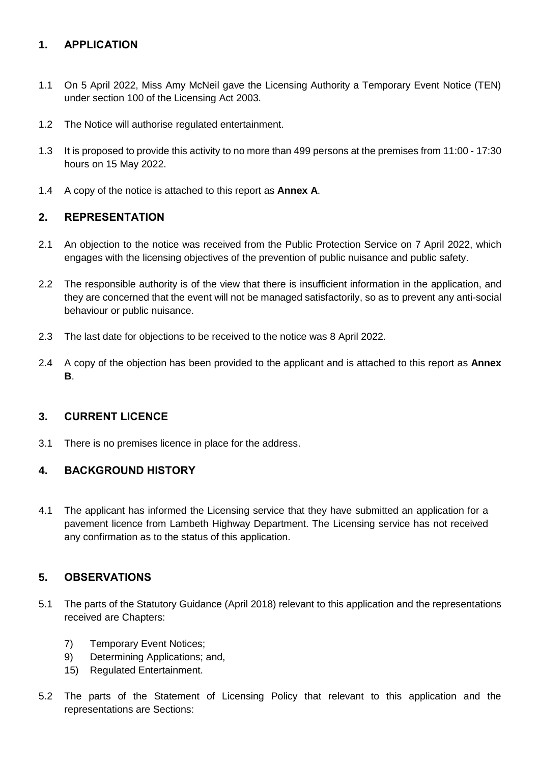## 1. APPLICATION

1.1 On 5 April 2022, Miss Amy McNeil gave the Licensing Authority a Temporary Event Notice (TEN) under section 100 of the Licensing Act 2003.

1.2 The Notice will authorise regulated entertainment.

1.3 It is proposed to provide this activity to no more than 499 persons at the premises from 11:00 - 17:30 hours on 15 May 2022.

1.4 A copy of the notice is attached to this report as **Annex A**.

## 2. REPRESENTATION

2.1 An objection to the notice was received from the Public Protection Service on 7 April 2022, which engages with the licensing objectives of the prevention of public nuisance and public safety.

2.2 The responsible authority is of the view that there is insufficient information in the application, and they are concerned that the event will not be managed satisfactorily, so as to prevent any anti-social behaviour or public nuisance.

2.3 The last date for objections to be received to the notice was 8 April 2022.

2.4 A copy of the objection has been provided to the applicant and is attached to this report as **Annex B**.

## 3. CURRENT LICENCE

3.1 There is no premises licence in place for the address.

## 4. BACKGROUND HISTORY

4.1 The applicant has informed the Licensing service that they have submitted an application for a pavement licence from Lambeth Highway Department. The Licensing service has not received any confirmation as to the status of this application.

## 5. OBSERVATIONS

5.1 The parts of the Statutory Guidance (April 2018) relevant to this application and the representations received are Chapters:

7) Temporary Event Notices;
9) Determining Applications; and,
15) Regulated Entertainment.

5.2 The parts of the Statement of Licensing Policy that relevant to this application and the representations are Sections: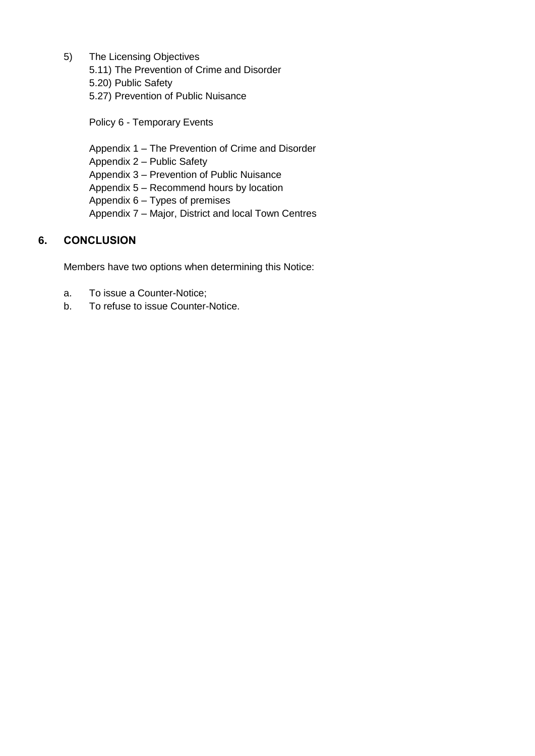5) The Licensing Objectives
   5.11) The Prevention of Crime and Disorder
   5.20) Public Safety
   5.27) Prevention of Public Nuisance

   Policy 6 - Temporary Events

   Appendix 1 – The Prevention of Crime and Disorder
   Appendix 2 – Public Safety
   Appendix 3 – Prevention of Public Nuisance
   Appendix 5 – Recommend hours by location
   Appendix 6 – Types of premises
   Appendix 7 – Major, District and local Town Centres

## 6. CONCLUSION

Members have two options when determining this Notice:

a. To issue a Counter-Notice;
b. To refuse to issue Counter-Notice.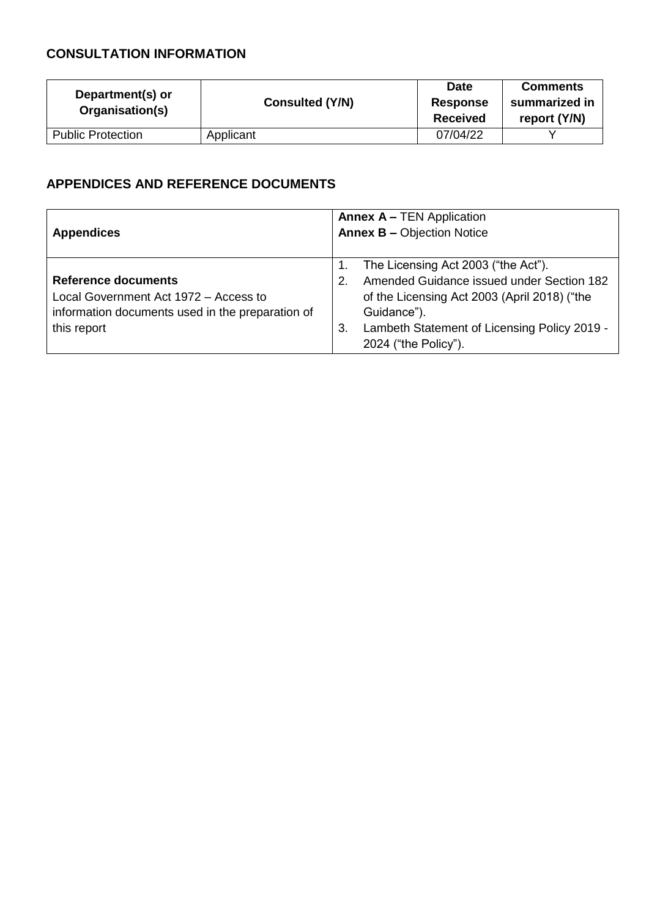## CONSULTATION INFORMATION

| Department(s) or Organisation(s) | Consulted (Y/N) | Date Response Received | Comments summarized in report (Y/N) |
|---|---|---|---|
| Public Protection | Applicant | 07/04/22 | Y |

## APPENDICES AND REFERENCE DOCUMENTS

| | |
|---|---|
| **Appendices** | **Annex A –** TEN Application<br>**Annex B –** Objection Notice |
| **Reference documents**<br>Local Government Act 1972 – Access to information documents used in the preparation of this report | 1. The Licensing Act 2003 ("the Act").<br>2. Amended Guidance issued under Section 182 of the Licensing Act 2003 (April 2018) ("the Guidance").<br>3. Lambeth Statement of Licensing Policy 2019 - 2024 ("the Policy"). |